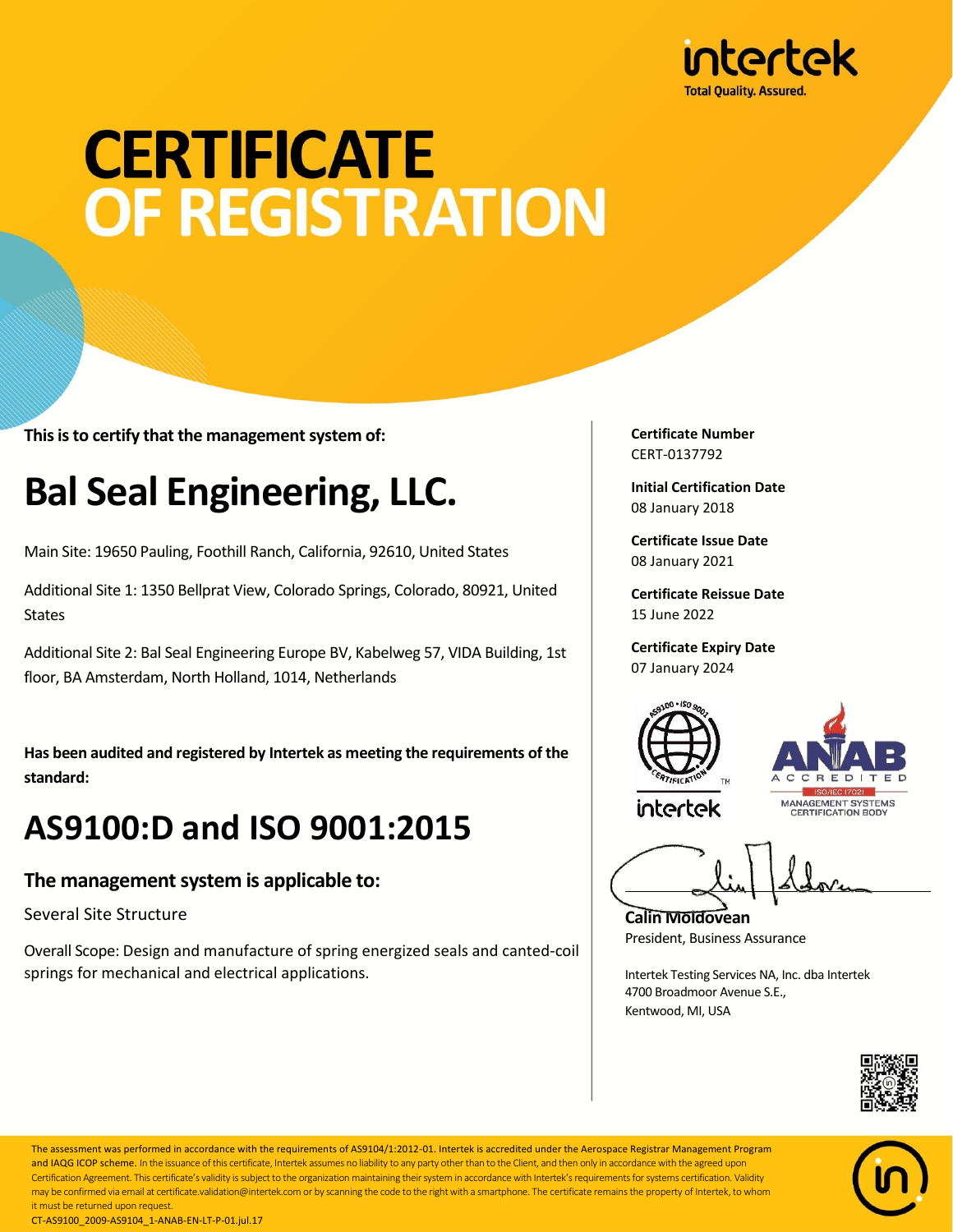intertek
Total Quality. Assured.

# CERTIFICATE OF REGISTRATION

**This is to certify that the management system of:**

## Bal Seal Engineering, LLC.

Main Site: 19650 Pauling, Foothill Ranch, California, 92610, United States

Additional Site 1: 1350 Bellprat View, Colorado Springs, Colorado, 80921, United States

Additional Site 2: Bal Seal Engineering Europe BV, Kabelweg 57, VIDA Building, 1st floor, BA Amsterdam, North Holland, 1014, Netherlands

**Has been audited and registered by Intertek as meeting the requirements of the standard:**

## AS9100:D and ISO 9001:2015

### The management system is applicable to:

Several Site Structure

Overall Scope: Design and manufacture of spring energized seals and canted-coil springs for mechanical and electrical applications.

**Certificate Number**
CERT-0137792

**Initial Certification Date**
08 January 2018

**Certificate Issue Date**
08 January 2021

**Certificate Reissue Date**
15 June 2022

**Certificate Expiry Date**
07 January 2024

AS9100 • ISO 9001 CERTIFICATION TM intertek

ANAB ACCREDITED ISO/IEC 17021 MANAGEMENT SYSTEMS CERTIFICATION BODY

**Calin Moldovean**
President, Business Assurance

Intertek Testing Services NA, Inc. dba Intertek
4700 Broadmoor Avenue S.E.,
Kentwood, MI, USA

The assessment was performed in accordance with the requirements of AS9104/1:2012-01. Intertek is accredited under the Aerospace Registrar Management Program and IAQG ICOP scheme. In the issuance of this certificate, Intertek assumes no liability to any party other than to the Client, and then only in accordance with the agreed upon Certification Agreement. This certificate's validity is subject to the organization maintaining their system in accordance with Intertek's requirements for systems certification. Validity may be confirmed via email at certificate.validation@intertek.com or by scanning the code to the right with a smartphone. The certificate remains the property of Intertek, to whom it must be returned upon request.

CT-AS9100_2009-AS9104_1-ANAB-EN-LT-P-01.jul.17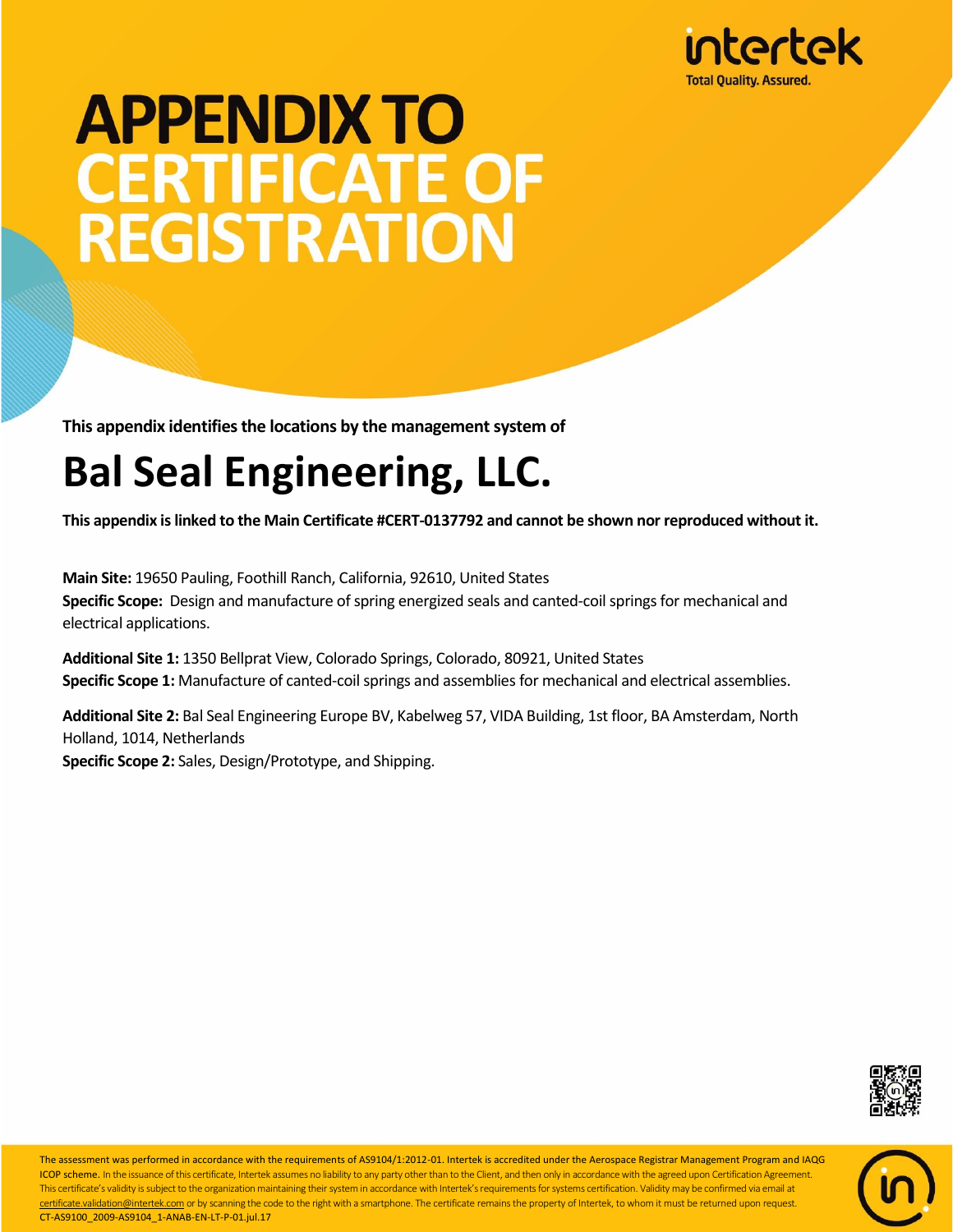# APPENDIX TO CERTIFICATE OF REGISTRATION

**This appendix identifies the locations by the management system of**

## Bal Seal Engineering, LLC.

**This appendix is linked to the Main Certificate #CERT-0137792 and cannot be shown nor reproduced without it.**

**Main Site:** 19650 Pauling, Foothill Ranch, California, 92610, United States
**Specific Scope:** Design and manufacture of spring energized seals and canted-coil springs for mechanical and electrical applications.

**Additional Site 1:** 1350 Bellprat View, Colorado Springs, Colorado, 80921, United States
**Specific Scope 1:** Manufacture of canted-coil springs and assemblies for mechanical and electrical assemblies.

**Additional Site 2:** Bal Seal Engineering Europe BV, Kabelweg 57, VIDA Building, 1st floor, BA Amsterdam, North Holland, 1014, Netherlands
**Specific Scope 2:** Sales, Design/Prototype, and Shipping.

The assessment was performed in accordance with the requirements of AS9104/1:2012-01. Intertek is accredited under the Aerospace Registrar Management Program and IAQG ICOP scheme. In the issuance of this certificate, Intertek assumes no liability to any party other than to the Client, and then only in accordance with the agreed upon Certification Agreement. This certificate's validity is subject to the organization maintaining their system in accordance with Intertek's requirements for systems certification. Validity may be confirmed via email at certificate.validation@intertek.com or by scanning the code to the right with a smartphone. The certificate remains the property of Intertek, to whom it must be returned upon request.
CT-AS9100_2009-AS9104_1-ANAB-EN-LT-P-01.jul.17